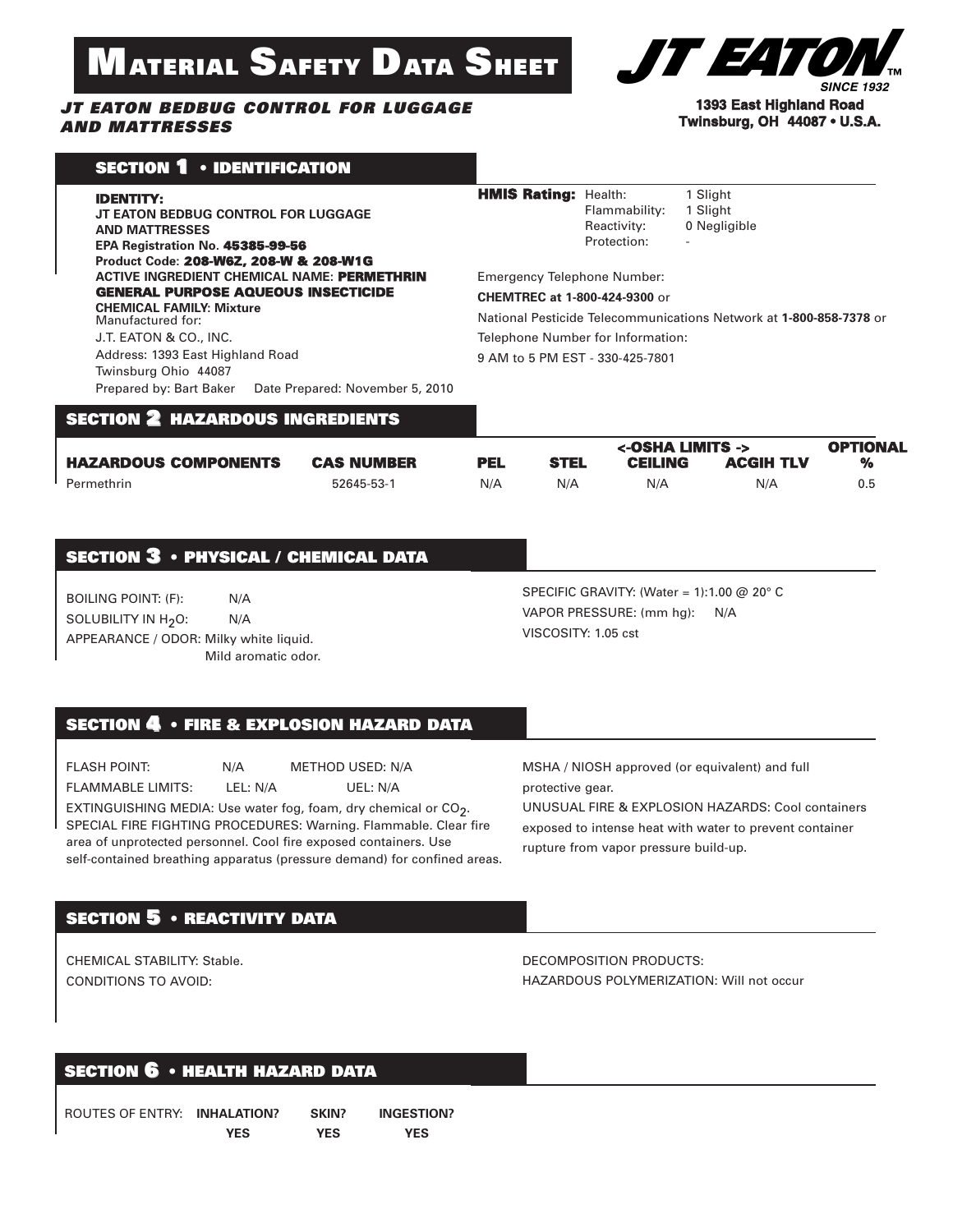# MATERIAL SAFETY DATA SHEET

***JT EATON BEDBUG CONTROL FOR LUGGAGE AND MATTRESSES***

**JT EATON™ SINCE 1932**
**1393 East Highland Road**
**Twinsburg, OH 44087 • U.S.A.**

## SECTION 1 • IDENTIFICATION

**IDENTITY:**
**JT EATON BEDBUG CONTROL FOR LUGGAGE AND MATTRESSES**
**EPA Registration No. 45385-99-56**
**Product Code: 208-W6Z, 208-W & 208-W1G**
**ACTIVE INGREDIENT CHEMICAL NAME: PERMETHRIN**
**GENERAL PURPOSE AQUEOUS INSECTICIDE**
**CHEMICAL FAMILY: Mixture**
Manufactured for:
J.T. EATON & CO., INC.
Address: 1393 East Highland Road
Twinsburg Ohio 44087
Prepared by: Bart Baker Date Prepared: November 5, 2010

**HMIS Rating:**
Health: 1 Slight
Flammability: 1 Slight
Reactivity: 0 Negligible
Protection: -

Emergency Telephone Number:
**CHEMTREC at 1-800-424-9300** or
National Pesticide Telecommunications Network at **1-800-858-7378** or
Telephone Number for Information:
9 AM to 5 PM EST - 330-425-7801

## SECTION 2 HAZARDOUS INGREDIENTS

| HAZARDOUS COMPONENTS | CAS NUMBER | PEL | STEL | <-OSHA LIMITS -> CEILING | ACGIH TLV | OPTIONAL % |
|---|---|---|---|---|---|---|
| Permethrin | 52645-53-1 | N/A | N/A | N/A | N/A | 0.5 |

## SECTION 3 • PHYSICAL / CHEMICAL DATA

BOILING POINT: (F): N/A
SOLUBILITY IN $H_2O$: N/A
APPEARANCE / ODOR: Milky white liquid. Mild aromatic odor.

SPECIFIC GRAVITY: (Water = 1):1.00 @ 20° C
VAPOR PRESSURE: (mm hg): N/A
VISCOSITY: 1.05 cst

## SECTION 4 • FIRE & EXPLOSION HAZARD DATA

FLASH POINT: N/A METHOD USED: N/A
FLAMMABLE LIMITS: LEL: N/A UEL: N/A
EXTINGUISHING MEDIA: Use water fog, foam, dry chemical or $CO_2$.
SPECIAL FIRE FIGHTING PROCEDURES: Warning. Flammable. Clear fire area of unprotected personnel. Cool fire exposed containers. Use self-contained breathing apparatus (pressure demand) for confined areas. MSHA / NIOSH approved (or equivalent) and full protective gear.
UNUSUAL FIRE & EXPLOSION HAZARDS: Cool containers exposed to intense heat with water to prevent container rupture from vapor pressure build-up.

## SECTION 5 • REACTIVITY DATA

CHEMICAL STABILITY: Stable.
CONDITIONS TO AVOID:

DECOMPOSITION PRODUCTS:
HAZARDOUS POLYMERIZATION: Will not occur

## SECTION 6 • HEALTH HAZARD DATA

| ROUTES OF ENTRY: | INHALATION? | SKIN? | INGESTION? |
|---|---|---|---|
| | YES | YES | YES |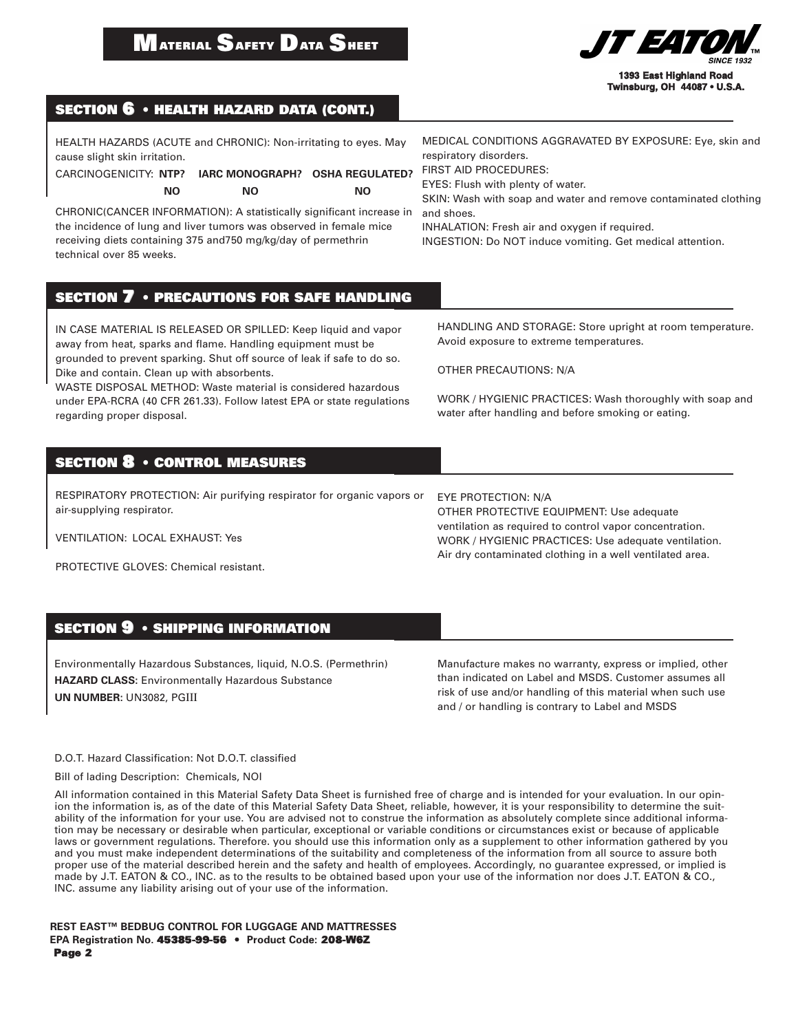# Material Safety Data Sheet

**JT EATON™** SINCE 1932
1393 East Highland Road
Twinsburg, OH 44087 • U.S.A.

## SECTION 6 • HEALTH HAZARD DATA (CONT.)

HEALTH HAZARDS (ACUTE and CHRONIC): Non-irritating to eyes. May cause slight skin irritation.

| CARCINOGENICITY: NTP? | IARC MONOGRAPH? | OSHA REGULATED? |
|---|---|---|
| NO | NO | NO |

CHRONIC(CANCER INFORMATION): A statistically significant increase in the incidence of lung and liver tumors was observed in female mice receiving diets containing 375 and750 mg/kg/day of permethrin technical over 85 weeks.

MEDICAL CONDITIONS AGGRAVATED BY EXPOSURE: Eye, skin and respiratory disorders.

FIRST AID PROCEDURES:

EYES: Flush with plenty of water.

SKIN: Wash with soap and water and remove contaminated clothing and shoes.

INHALATION: Fresh air and oxygen if required.

INGESTION: Do NOT induce vomiting. Get medical attention.

## SECTION 7 • PRECAUTIONS FOR SAFE HANDLING

IN CASE MATERIAL IS RELEASED OR SPILLED: Keep liquid and vapor away from heat, sparks and flame. Handling equipment must be grounded to prevent sparking. Shut off source of leak if safe to do so. Dike and contain. Clean up with absorbents.

WASTE DISPOSAL METHOD: Waste material is considered hazardous under EPA-RCRA (40 CFR 261.33). Follow latest EPA or state regulations regarding proper disposal.

HANDLING AND STORAGE: Store upright at room temperature. Avoid exposure to extreme temperatures.

OTHER PRECAUTIONS: N/A

WORK / HYGIENIC PRACTICES: Wash thoroughly with soap and water after handling and before smoking or eating.

## SECTION 8 • CONTROL MEASURES

RESPIRATORY PROTECTION: Air purifying respirator for organic vapors or air-supplying respirator.

VENTILATION: LOCAL EXHAUST: Yes

PROTECTIVE GLOVES: Chemical resistant.

EYE PROTECTION: N/A

OTHER PROTECTIVE EQUIPMENT: Use adequate ventilation as required to control vapor concentration.

WORK / HYGIENIC PRACTICES: Use adequate ventilation. Air dry contaminated clothing in a well ventilated area.

## SECTION 9 • SHIPPING INFORMATION

Environmentally Hazardous Substances, liquid, N.O.S. (Permethrin)

**HAZARD CLASS:** Environmentally Hazardous Substance

**UN NUMBER**: UN3082, PGIII

Manufacture makes no warranty, express or implied, other than indicated on Label and MSDS. Customer assumes all risk of use and/or handling of this material when such use and / or handling is contrary to Label and MSDS

D.O.T. Hazard Classification: Not D.O.T. classified

Bill of lading Description: Chemicals, NOI

All information contained in this Material Safety Data Sheet is furnished free of charge and is intended for your evaluation. In our opinion the information is, as of the date of this Material Safety Data Sheet, reliable, however, it is your responsibility to determine the suitability of the information for your use. You are advised not to construe the information as absolutely complete since additional information may be necessary or desirable when particular, exceptional or variable conditions or circumstances exist or because of applicable laws or government regulations. Therefore. you should use this information only as a supplement to other information gathered by you and you must make independent determinations of the suitability and completeness of the information from all source to assure both proper use of the material described herein and the safety and health of employees. Accordingly, no guarantee expressed, or implied is made by J.T. EATON & CO., INC. as to the results to be obtained based upon your use of the information nor does J.T. EATON & CO., INC. assume any liability arising out of your use of the information.

**REST EAST™ BEDBUG CONTROL FOR LUGGAGE AND MATTRESSES**
**EPA Registration No. 45385-99-56 • Product Code: 208-W6Z**